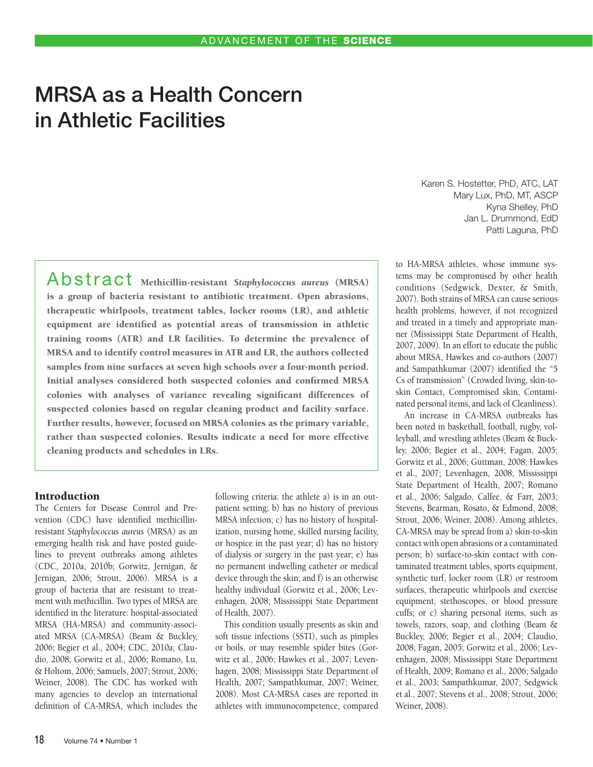# MRSA as a Health Concern in Athletic Facilities

Karen S. Hostetter, PhD, ATC, LAT
Mary Lux, PhD, MT, ASCP
Kyna Shelley, PhD
Jan L. Drummond, EdD
Patti Laguna, PhD

**Abstract** **Methicillin-resistant *Staphylococcus aureus* (MRSA) is a group of bacteria resistant to antibiotic treatment. Open abrasions, therapeutic whirlpools, treatment tables, locker rooms (LR), and athletic equipment are identified as potential areas of transmission in athletic training rooms (ATR) and LR facilities. To determine the prevalence of MRSA and to identify control measures in ATR and LR, the authors collected samples from nine surfaces at seven high schools over a four-month period. Initial analyses considered both suspected colonies and confirmed MRSA colonies with analyses of variance revealing significant differences of suspected colonies based on regular cleaning product and facility surface. Further results, however, focused on MRSA colonies as the primary variable, rather than suspected colonies. Results indicate a need for more effective cleaning products and schedules in LRs.**

## Introduction

The Centers for Disease Control and Prevention (CDC) have identified methicillin-resistant *Staphylococcus aureus* (MRSA) as an emerging health risk and have posted guidelines to prevent outbreaks among athletes (CDC, 2010a, 2010b; Gorwitz, Jernigan, & Jernigan, 2006; Strout, 2006). MRSA is a group of bacteria that are resistant to treatment with methicillin. Two types of MRSA are identified in the literature: hospital-associated MRSA (HA-MRSA) and community-associated MRSA (CA-MRSA) (Beam & Buckley, 2006; Begier et al., 2004; CDC, 2010a; Claudio, 2008; Gorwitz et al., 2006; Romano, Lu, & Holtom, 2006; Samuels, 2007; Strout, 2006; Weiner, 2008). The CDC has worked with many agencies to develop an international definition of CA-MRSA, which includes the following criteria: the athlete a) is in an outpatient setting; b) has no history of previous MRSA infection; c) has no history of hospitalization, nursing home, skilled nursing facility, or hospice in the past year; d) has no history of dialysis or surgery in the past year; e) has no permanent indwelling catheter or medical device through the skin; and f) is an otherwise healthy individual (Gorwitz et al., 2006; Levenhagen, 2008; Mississippi State Department of Health, 2007).

This condition usually presents as skin and soft tissue infections (SSTI), such as pimples or boils, or may resemble spider bites (Gorwitz et al., 2006; Hawkes et al., 2007; Levenhagen, 2008; Mississippi State Department of Health, 2007; Sampathkumar, 2007; Weiner, 2008). Most CA-MRSA cases are reported in athletes with immunocompetence, compared to HA-MRSA athletes, whose immune systems may be compromised by other health conditions (Sedgwick, Dexter, & Smith, 2007). Both strains of MRSA can cause serious health problems, however, if not recognized and treated in a timely and appropriate manner (Mississippi State Department of Health, 2007, 2009). In an effort to educate the public about MRSA, Hawkes and co-authors (2007) and Sampathkumar (2007) identified the "5 Cs of transmission" (Crowded living, skin-to-skin Contact, Compromised skin, Contaminated personal items, and lack of Cleanliness).

An increase in CA-MRSA outbreaks has been noted in basketball, football, rugby, volleyball, and wrestling athletes (Beam & Buckley, 2006; Begier et al., 2004; Fagan, 2005; Gorwitz et al., 2006; Guttman, 2008; Hawkes et al., 2007; Levenhagen, 2008; Mississippi State Department of Health, 2007; Romano et al., 2006; Salgado, Calfee, & Farr, 2003; Stevens, Bearman, Rosato, & Edmond, 2008; Strout, 2006; Weiner, 2008). Among athletes, CA-MRSA may be spread from a) skin-to-skin contact with open abrasions or a contaminated person; b) surface-to-skin contact with contaminated treatment tables, sports equipment, synthetic turf, locker room (LR) or restroom surfaces, therapeutic whirlpools and exercise equipment, stethoscopes, or blood pressure cuffs; or c) sharing personal items, such as towels, razors, soap, and clothing (Beam & Buckley, 2006; Begier et al., 2004; Claudio, 2008; Fagan, 2005; Gorwitz et al., 2006; Levenhagen, 2008; Mississippi State Department of Health, 2009; Romano et al., 2006; Salgado et al., 2003; Sampathkumar, 2007; Sedgwick et al., 2007; Stevens et al., 2008; Strout, 2006; Weiner, 2008).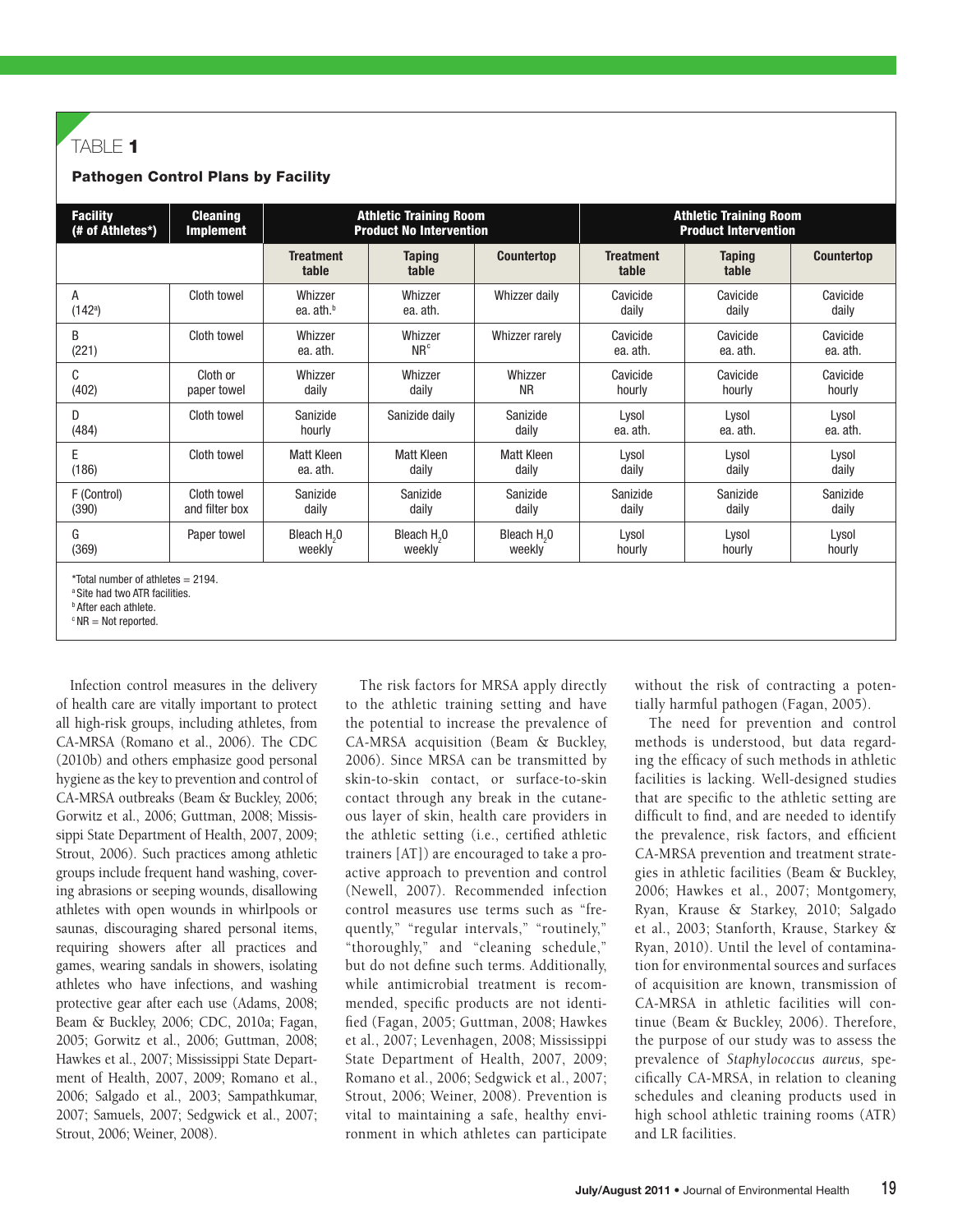TABLE 1

**Pathogen Control Plans by Facility**

| Facility (# of Athletes*) | Cleaning Implement | Athletic Training Room Product No Intervention | | | Athletic Training Room Product Intervention | | |
|---|---|---|---|---|---|---|---|
| | | Treatment table | Taping table | Countertop | Treatment table | Taping table | Countertop |
| A (142[a]) | Cloth towel | Whizzer ea. ath.[b] | Whizzer ea. ath. | Whizzer daily | Cavicide daily | Cavicide daily | Cavicide daily |
| B (221) | Cloth towel | Whizzer ea. ath. | Whizzer NR[c] | Whizzer rarely | Cavicide ea. ath. | Cavicide ea. ath. | Cavicide ea. ath. |
| C (402) | Cloth or paper towel | Whizzer daily | Whizzer daily | Whizzer NR | Cavicide hourly | Cavicide hourly | Cavicide hourly |
| D (484) | Cloth towel | Sanizide hourly | Sanizide daily | Sanizide daily | Lysol ea. ath. | Lysol ea. ath. | Lysol ea. ath. |
| E (186) | Cloth towel | Matt Kleen ea. ath. | Matt Kleen daily | Matt Kleen daily | Lysol daily | Lysol daily | Lysol daily |
| F (Control) (390) | Cloth towel and filter box | Sanizide daily | Sanizide daily | Sanizide daily | Sanizide daily | Sanizide daily | Sanizide daily |
| G (369) | Paper towel | Bleach $H_2O$ weekly | Bleach $H_2O$ weekly | Bleach $H_2O$ weekly | Lysol hourly | Lysol hourly | Lysol hourly |

*Total number of athletes = 2194.
[a] Site had two ATR facilities.
[b] After each athlete.
[c] NR = Not reported.

Infection control measures in the delivery of health care are vitally important to protect all high-risk groups, including athletes, from CA-MRSA (Romano et al., 2006). The CDC (2010b) and others emphasize good personal hygiene as the key to prevention and control of CA-MRSA outbreaks (Beam & Buckley, 2006; Gorwitz et al., 2006; Guttman, 2008; Mississippi State Department of Health, 2007, 2009; Strout, 2006). Such practices among athletic groups include frequent hand washing, covering abrasions or seeping wounds, disallowing athletes with open wounds in whirlpools or saunas, discouraging shared personal items, requiring showers after all practices and games, wearing sandals in showers, isolating athletes who have infections, and washing protective gear after each use (Adams, 2008; Beam & Buckley, 2006; CDC, 2010a; Fagan, 2005; Gorwitz et al., 2006; Guttman, 2008; Hawkes et al., 2007; Mississippi State Department of Health, 2007, 2009; Romano et al., 2006; Salgado et al., 2003; Sampathkumar, 2007; Samuels, 2007; Sedgwick et al., 2007; Strout, 2006; Weiner, 2008).

The risk factors for MRSA apply directly to the athletic training setting and have the potential to increase the prevalence of CA-MRSA acquisition (Beam & Buckley, 2006). Since MRSA can be transmitted by skin-to-skin contact, or surface-to-skin contact through any break in the cutaneous layer of skin, health care providers in the athletic setting (i.e., certified athletic trainers [AT]) are encouraged to take a proactive approach to prevention and control (Newell, 2007). Recommended infection control measures use terms such as "frequently," "regular intervals," "routinely," "thoroughly," and "cleaning schedule," but do not define such terms. Additionally, while antimicrobial treatment is recommended, specific products are not identified (Fagan, 2005; Guttman, 2008; Hawkes et al., 2007; Levenhagen, 2008; Mississippi State Department of Health, 2007, 2009; Romano et al., 2006; Sedgwick et al., 2007; Strout, 2006; Weiner, 2008). Prevention is vital to maintaining a safe, healthy environment in which athletes can participate without the risk of contracting a potentially harmful pathogen (Fagan, 2005).

The need for prevention and control methods is understood, but data regarding the efficacy of such methods in athletic facilities is lacking. Well-designed studies that are specific to the athletic setting are difficult to find, and are needed to identify the prevalence, risk factors, and efficient CA-MRSA prevention and treatment strategies in athletic facilities (Beam & Buckley, 2006; Hawkes et al., 2007; Montgomery, Ryan, Krause & Starkey, 2010; Salgado et al., 2003; Stanforth, Krause, Starkey & Ryan, 2010). Until the level of contamination for environmental sources and surfaces of acquisition are known, transmission of CA-MRSA in athletic facilities will continue (Beam & Buckley, 2006). Therefore, the purpose of our study was to assess the prevalence of *Staphylococcus aureus,* specifically CA-MRSA, in relation to cleaning schedules and cleaning products used in high school athletic training rooms (ATR) and LR facilities.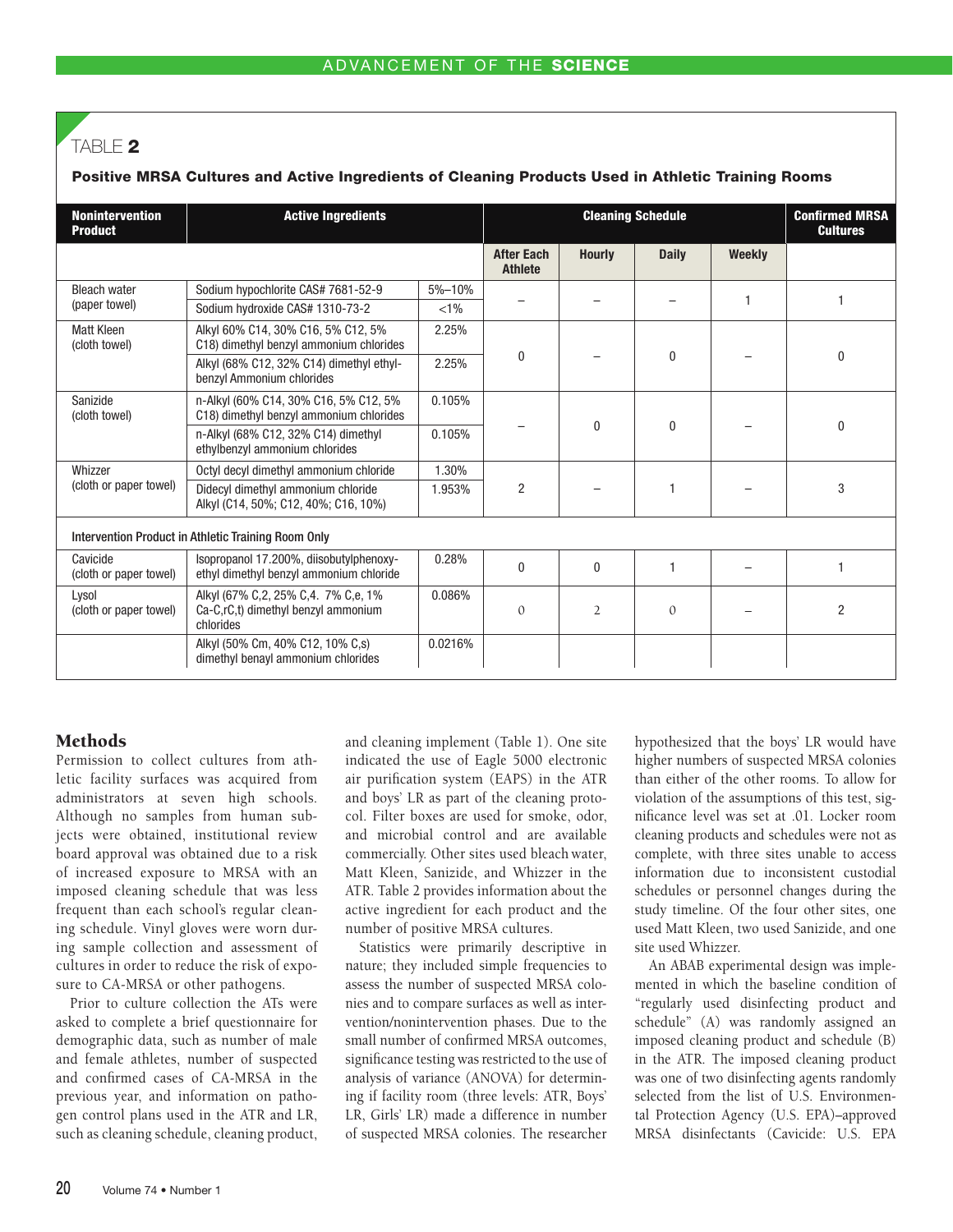## TABLE 2

**Positive MRSA Cultures and Active Ingredients of Cleaning Products Used in Athletic Training Rooms**

| Nonintervention Product | Active Ingredients | | Cleaning Schedule | | | | Confirmed MRSA Cultures |
|---|---|---|---|---|---|---|---|
| | | | After Each Athlete | Hourly | Daily | Weekly | |
| Bleach water (paper towel) | Sodium hypochlorite CAS# 7681-52-9 | 5%–10% | – | – | – | 1 | 1 |
| | Sodium hydroxide CAS# 1310-73-2 | <1% | | | | | |
| Matt Kleen (cloth towel) | Alkyl 60% C14, 30% C16, 5% C12, 5% C18) dimethyl benzyl ammonium chlorides | 2.25% | 0 | – | 0 | – | 0 |
| | Alkyl (68% C12, 32% C14) dimethyl ethyl-benzyl Ammonium chlorides | 2.25% | | | | | |
| Sanizide (cloth towel) | n-Alkyl (60% C14, 30% C16, 5% C12, 5% C18) dimethyl benzyl ammonium chlorides | 0.105% | – | 0 | 0 | – | 0 |
| | n-Alkyl (68% C12, 32% C14) dimethyl ethylbenzyl ammonium chlorides | 0.105% | | | | | |
| Whizzer (cloth or paper towel) | Octyl decyl dimethyl ammonium chloride | 1.30% | 2 | – | 1 | – | 3 |
| | Didecyl dimethyl ammonium chloride Alkyl (C14, 50%; C12, 40%; C16, 10%) | 1.953% | | | | | |
| **Intervention Product in Athletic Training Room Only** | | | | | | | |
| Cavicide (cloth or paper towel) | Isopropanol 17.200%, diisobutylphenoxy-ethyl dimethyl benzyl ammonium chloride | 0.28% | 0 | 0 | 1 | – | 1 |
| Lysol (cloth or paper towel) | Alkyl (67% C,2, 25% C,4. 7% C,e, 1% Ca-C,rC,t) dimethyl benzyl ammonium chlorides | 0.086% | 0 | 2 | 0 | – | 2 |
| | Alkyl (50% Cm, 40% C12, 10% C,s) dimethyl benayl ammonium chlorides | 0.0216% | | | | | |

## Methods

Permission to collect cultures from athletic facility surfaces was acquired from administrators at seven high schools. Although no samples from human subjects were obtained, institutional review board approval was obtained due to a risk of increased exposure to MRSA with an imposed cleaning schedule that was less frequent than each school's regular cleaning schedule. Vinyl gloves were worn during sample collection and assessment of cultures in order to reduce the risk of exposure to CA-MRSA or other pathogens.

Prior to culture collection the ATs were asked to complete a brief questionnaire for demographic data, such as number of male and female athletes, number of suspected and confirmed cases of CA-MRSA in the previous year, and information on pathogen control plans used in the ATR and LR, such as cleaning schedule, cleaning product, and cleaning implement (Table 1). One site indicated the use of Eagle 5000 electronic air purification system (EAPS) in the ATR and boys' LR as part of the cleaning protocol. Filter boxes are used for smoke, odor, and microbial control and are available commercially. Other sites used bleach water, Matt Kleen, Sanizide, and Whizzer in the ATR. Table 2 provides information about the active ingredient for each product and the number of positive MRSA cultures.

Statistics were primarily descriptive in nature; they included simple frequencies to assess the number of suspected MRSA colonies and to compare surfaces as well as intervention/nonintervention phases. Due to the small number of confirmed MRSA outcomes, significance testing was restricted to the use of analysis of variance (ANOVA) for determining if facility room (three levels: ATR, Boys' LR, Girls' LR) made a difference in number of suspected MRSA colonies. The researcher hypothesized that the boys' LR would have higher numbers of suspected MRSA colonies than either of the other rooms. To allow for violation of the assumptions of this test, significance level was set at .01. Locker room cleaning products and schedules were not as complete, with three sites unable to access information due to inconsistent custodial schedules or personnel changes during the study timeline. Of the four other sites, one used Matt Kleen, two used Sanizide, and one site used Whizzer.

An ABAB experimental design was implemented in which the baseline condition of "regularly used disinfecting product and schedule" (A) was randomly assigned an imposed cleaning product and schedule (B) in the ATR. The imposed cleaning product was one of two disinfecting agents randomly selected from the list of U.S. Environmental Protection Agency (U.S. EPA)–approved MRSA disinfectants (Cavicide: U.S. EPA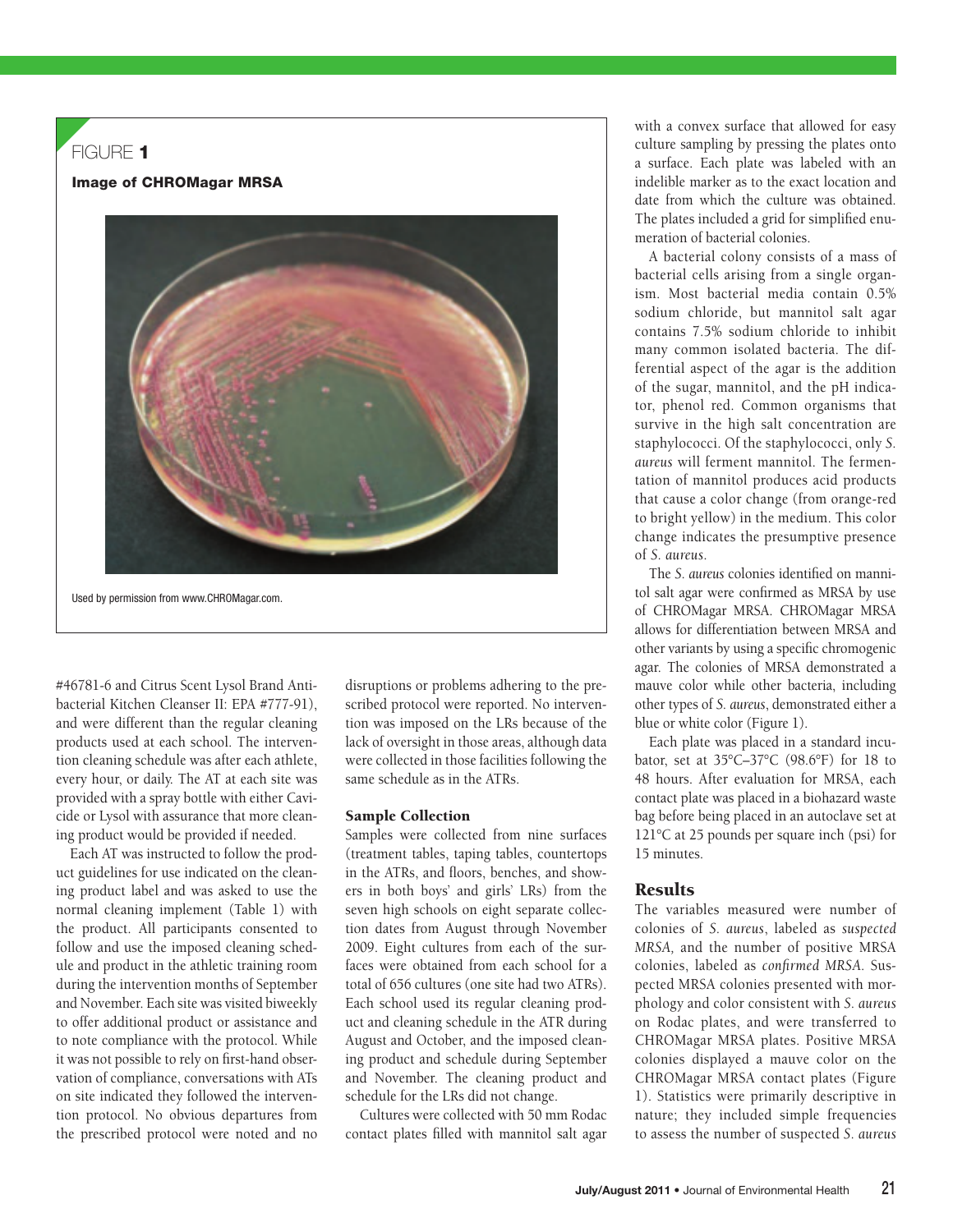FIGURE 1

**Image of CHROMagar MRSA**

Used by permission from www.CHROMagar.com.

#46781-6 and Citrus Scent Lysol Brand Antibacterial Kitchen Cleanser II: EPA #777-91), and were different than the regular cleaning products used at each school. The intervention cleaning schedule was after each athlete, every hour, or daily. The AT at each site was provided with a spray bottle with either Cavicide or Lysol with assurance that more cleaning product would be provided if needed.

Each AT was instructed to follow the product guidelines for use indicated on the cleaning product label and was asked to use the normal cleaning implement (Table 1) with the product. All participants consented to follow and use the imposed cleaning schedule and product in the athletic training room during the intervention months of September and November. Each site was visited biweekly to offer additional product or assistance and to note compliance with the protocol. While it was not possible to rely on first-hand observation of compliance, conversations with ATs on site indicated they followed the intervention protocol. No obvious departures from the prescribed protocol were noted and no disruptions or problems adhering to the prescribed protocol were reported. No intervention was imposed on the LRs because of the lack of oversight in those areas, although data were collected in those facilities following the same schedule as in the ATRs.

## Sample Collection

Samples were collected from nine surfaces (treatment tables, taping tables, countertops in the ATRs, and floors, benches, and showers in both boys' and girls' LRs) from the seven high schools on eight separate collection dates from August through November 2009. Eight cultures from each of the surfaces were obtained from each school for a total of 656 cultures (one site had two ATRs). Each school used its regular cleaning product and cleaning schedule in the ATR during August and October, and the imposed cleaning product and schedule during September and November. The cleaning product and schedule for the LRs did not change.

Cultures were collected with 50 mm Rodac contact plates filled with mannitol salt agar with a convex surface that allowed for easy culture sampling by pressing the plates onto a surface. Each plate was labeled with an indelible marker as to the exact location and date from which the culture was obtained. The plates included a grid for simplified enumeration of bacterial colonies.

A bacterial colony consists of a mass of bacterial cells arising from a single organism. Most bacterial media contain 0.5% sodium chloride, but mannitol salt agar contains 7.5% sodium chloride to inhibit many common isolated bacteria. The differential aspect of the agar is the addition of the sugar, mannitol, and the pH indicator, phenol red. Common organisms that survive in the high salt concentration are staphylococci. Of the staphylococci, only *S. aureus* will ferment mannitol. The fermentation of mannitol produces acid products that cause a color change (from orange-red to bright yellow) in the medium. This color change indicates the presumptive presence of *S. aureus*.

The *S. aureus* colonies identified on mannitol salt agar were confirmed as MRSA by use of CHROMagar MRSA. CHROMagar MRSA allows for differentiation between MRSA and other variants by using a specific chromogenic agar. The colonies of MRSA demonstrated a mauve color while other bacteria, including other types of *S. aureus*, demonstrated either a blue or white color (Figure 1).

Each plate was placed in a standard incubator, set at 35°C–37°C (98.6°F) for 18 to 48 hours. After evaluation for MRSA, each contact plate was placed in a biohazard waste bag before being placed in an autoclave set at 121°C at 25 pounds per square inch (psi) for 15 minutes.

## Results

The variables measured were number of colonies of *S. aureus*, labeled as *suspected MRSA*, and the number of positive MRSA colonies, labeled as *confirmed MRSA*. Suspected MRSA colonies presented with morphology and color consistent with *S. aureus* on Rodac plates, and were transferred to CHROMagar MRSA plates. Positive MRSA colonies displayed a mauve color on the CHROMagar MRSA contact plates (Figure 1). Statistics were primarily descriptive in nature; they included simple frequencies to assess the number of suspected *S. aureus*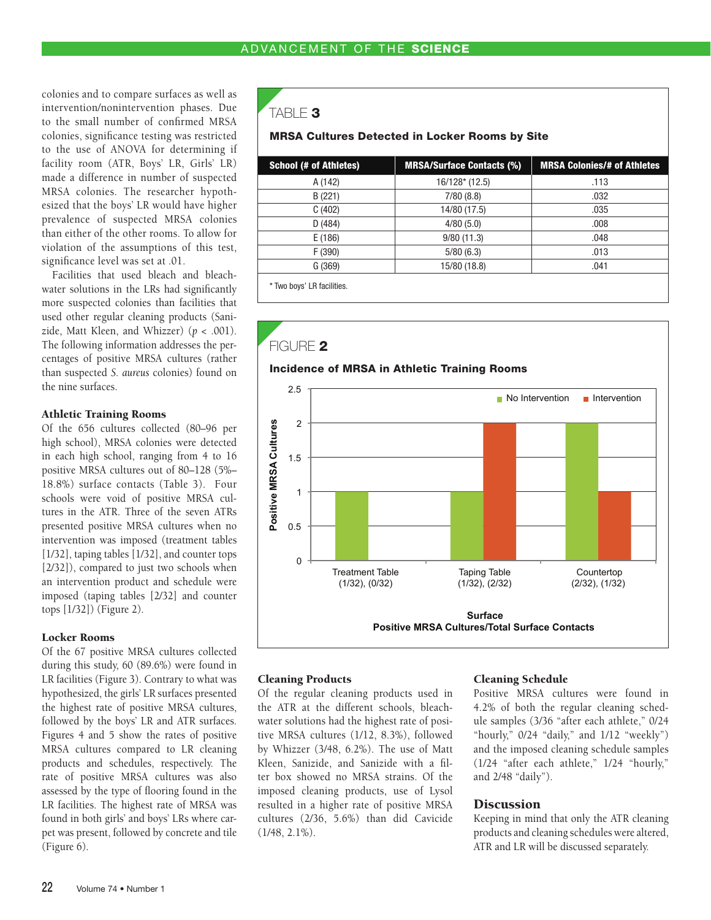colonies and to compare surfaces as well as intervention/nonintervention phases. Due to the small number of confirmed MRSA colonies, significance testing was restricted to the use of ANOVA for determining if facility room (ATR, Boys' LR, Girls' LR) made a difference in number of suspected MRSA colonies. The researcher hypothesized that the boys' LR would have higher prevalence of suspected MRSA colonies than either of the other rooms. To allow for violation of the assumptions of this test, significance level was set at .01.

Facilities that used bleach and bleach-water solutions in the LRs had significantly more suspected colonies than facilities that used other regular cleaning products (Sanizide, Matt Kleen, and Whizzer) ($p < .001$). The following information addresses the percentages of positive MRSA cultures (rather than suspected *S. aureus* colonies) found on the nine surfaces.

### Athletic Training Rooms

Of the 656 cultures collected (80–96 per high school), MRSA colonies were detected in each high school, ranging from 4 to 16 positive MRSA cultures out of 80–128 (5%–18.8%) surface contacts (Table 3). Four schools were void of positive MRSA cultures in the ATR. Three of the seven ATRs presented positive MRSA cultures when no intervention was imposed (treatment tables [1/32], taping tables [1/32], and counter tops [2/32]), compared to just two schools when an intervention product and schedule were imposed (taping tables [2/32] and counter tops [1/32]) (Figure 2).

### Locker Rooms

Of the 67 positive MRSA cultures collected during this study, 60 (89.6%) were found in LR facilities (Figure 3). Contrary to what was hypothesized, the girls' LR surfaces presented the highest rate of positive MRSA cultures, followed by the boys' LR and ATR surfaces. Figures 4 and 5 show the rates of positive MRSA cultures compared to LR cleaning products and schedules, respectively. The rate of positive MRSA cultures was also assessed by the type of flooring found in the LR facilities. The highest rate of MRSA was found in both girls' and boys' LRs where carpet was present, followed by concrete and tile (Figure 6).

TABLE 3

**MRSA Cultures Detected in Locker Rooms by Site**

| School (# of Athletes) | MRSA/Surface Contacts (%) | MRSA Colonies/# of Athletes |
|---|---|---|
| A (142) | 16/128* (12.5) | .113 |
| B (221) | 7/80 (8.8) | .032 |
| C (402) | 14/80 (17.5) | .035 |
| D (484) | 4/80 (5.0) | .008 |
| E (186) | 9/80 (11.3) | .048 |
| F (390) | 5/80 (6.3) | .013 |
| G (369) | 15/80 (18.8) | .041 |

\* Two boys' LR facilities.

FIGURE 2

**Incidence of MRSA in Athletic Training Rooms**

| Surface (Positive MRSA Cultures/Total Surface Contacts) | No Intervention | Intervention |
|---|---|---|
| Treatment Table (1/32), (0/32) | 1 | 0 |
| Taping Table (1/32), (2/32) | 1 | 2 |
| Countertop (2/32), (1/32) | 2 | 1 |

### Cleaning Products

Of the regular cleaning products used in the ATR at the different schools, bleach-water solutions had the highest rate of positive MRSA cultures (1/12, 8.3%), followed by Whizzer (3/48, 6.2%). The use of Matt Kleen, Sanizide, and Sanizide with a filter box showed no MRSA strains. Of the imposed cleaning products, use of Lysol resulted in a higher rate of positive MRSA cultures (2/36, 5.6%) than did Cavicide (1/48, 2.1%).

### Cleaning Schedule

Positive MRSA cultures were found in 4.2% of both the regular cleaning schedule samples (3/36 "after each athlete," 0/24 "hourly," 0/24 "daily," and 1/12 "weekly") and the imposed cleaning schedule samples (1/24 "after each athlete," 1/24 "hourly," and 2/48 "daily").

## Discussion

Keeping in mind that only the ATR cleaning products and cleaning schedules were altered, ATR and LR will be discussed separately.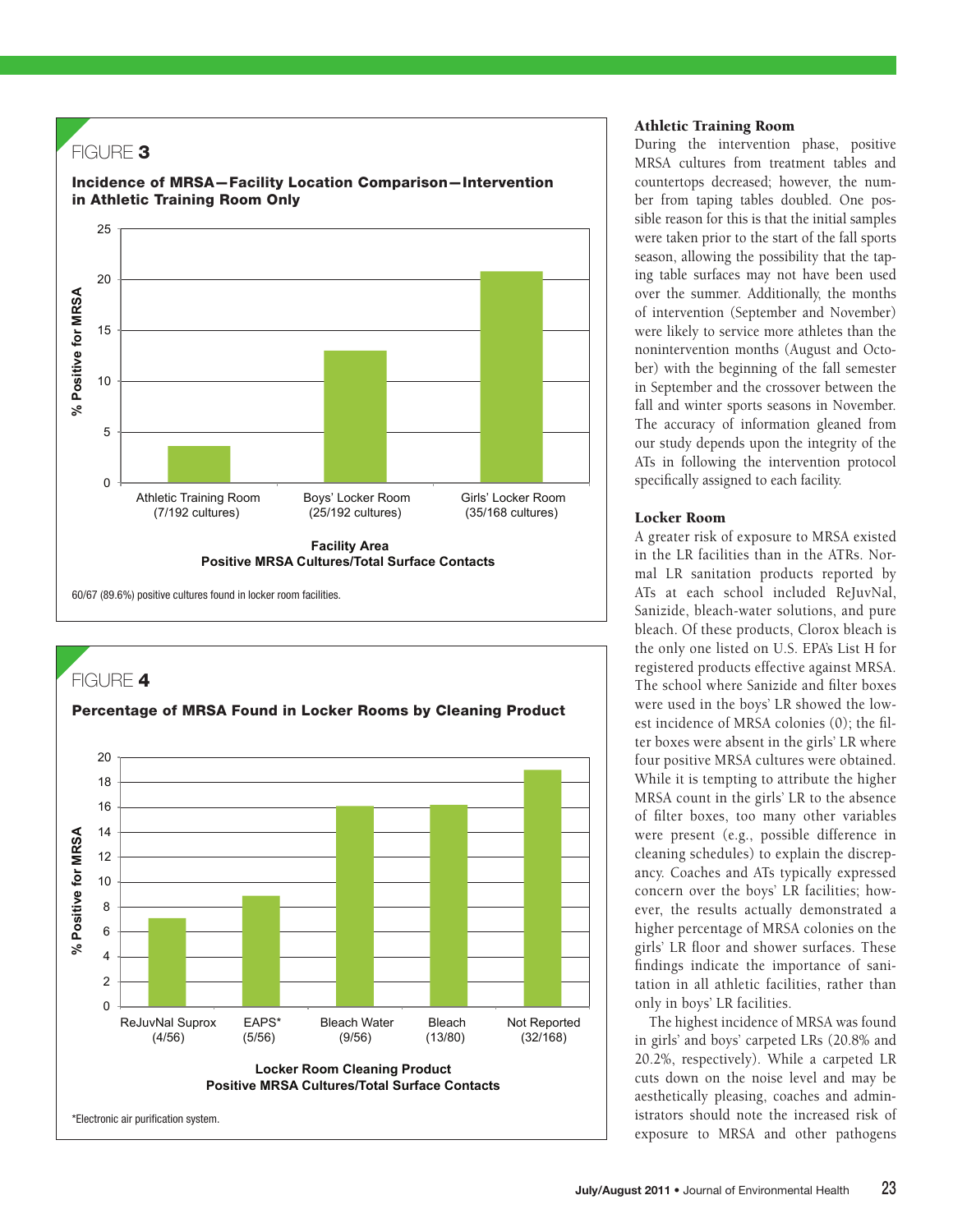FIGURE 3

**Incidence of MRSA—Facility Location Comparison—Intervention in Athletic Training Room Only**

| Facility Area (Positive MRSA Cultures/Total Surface Contacts) | % Positive for MRSA |
|---|---|
| Athletic Training Room (7/192 cultures) | ~3.6 |
| Boys' Locker Room (25/192 cultures) | ~13 |
| Girls' Locker Room (35/168 cultures) | ~20.8 |

60/67 (89.6%) positive cultures found in locker room facilities.

FIGURE 4

**Percentage of MRSA Found in Locker Rooms by Cleaning Product**

| Locker Room Cleaning Product (Positive MRSA Cultures/Total Surface Contacts) | % Positive for MRSA |
|---|---|
| ReJuvNal Suprox (4/56) | ~7.1 |
| EAPS* (5/56) | ~8.9 |
| Bleach Water (9/56) | ~16.1 |
| Bleach (13/80) | ~16.2 |
| Not Reported (32/168) | ~19 |

*Electronic air purification system.

### Athletic Training Room

During the intervention phase, positive MRSA cultures from treatment tables and countertops decreased; however, the number from taping tables doubled. One possible reason for this is that the initial samples were taken prior to the start of the fall sports season, allowing the possibility that the taping table surfaces may not have been used over the summer. Additionally, the months of intervention (September and November) were likely to service more athletes than the nonintervention months (August and October) with the beginning of the fall semester in September and the crossover between the fall and winter sports seasons in November. The accuracy of information gleaned from our study depends upon the integrity of the ATs in following the intervention protocol specifically assigned to each facility.

### Locker Room

A greater risk of exposure to MRSA existed in the LR facilities than in the ATRs. Normal LR sanitation products reported by ATs at each school included ReJuvNal, Sanizide, bleach-water solutions, and pure bleach. Of these products, Clorox bleach is the only one listed on U.S. EPA's List H for registered products effective against MRSA. The school where Sanizide and filter boxes were used in the boys' LR showed the lowest incidence of MRSA colonies (0); the filter boxes were absent in the girls' LR where four positive MRSA cultures were obtained. While it is tempting to attribute the higher MRSA count in the girls' LR to the absence of filter boxes, too many other variables were present (e.g., possible difference in cleaning schedules) to explain the discrepancy. Coaches and ATs typically expressed concern over the boys' LR facilities; however, the results actually demonstrated a higher percentage of MRSA colonies on the girls' LR floor and shower surfaces. These findings indicate the importance of sanitation in all athletic facilities, rather than only in boys' LR facilities.

The highest incidence of MRSA was found in girls' and boys' carpeted LRs (20.8% and 20.2%, respectively). While a carpeted LR cuts down on the noise level and may be aesthetically pleasing, coaches and administrators should note the increased risk of exposure to MRSA and other pathogens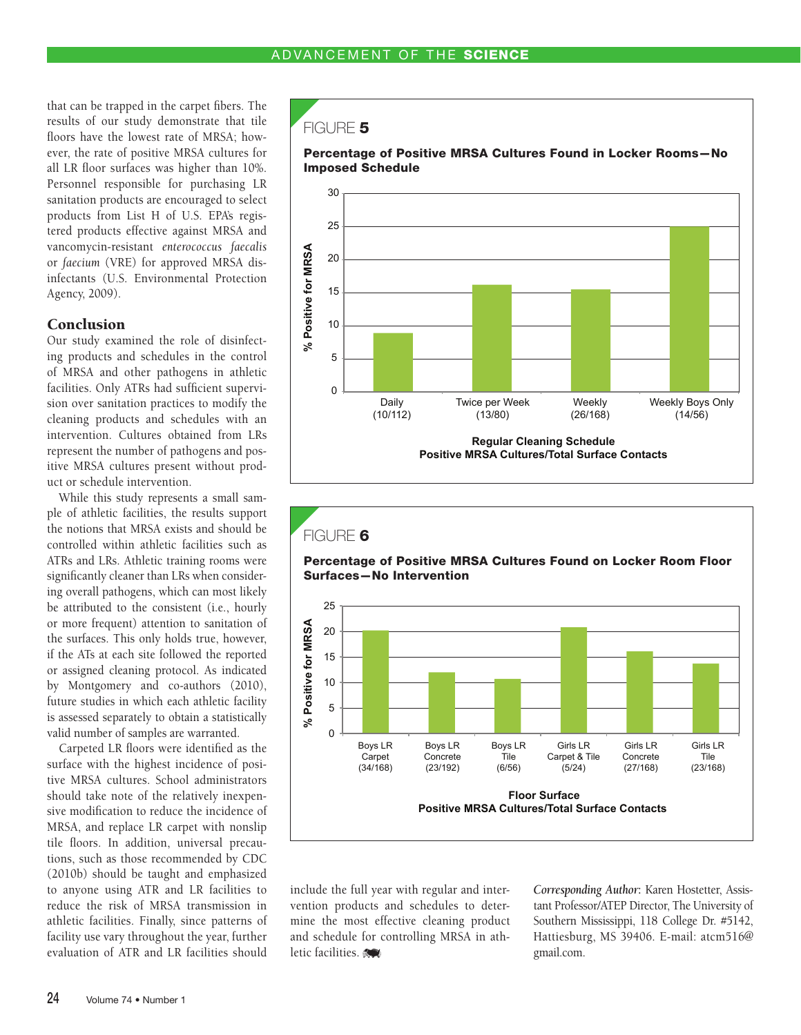that can be trapped in the carpet fibers. The results of our study demonstrate that tile floors have the lowest rate of MRSA; however, the rate of positive MRSA cultures for all LR floor surfaces was higher than 10%. Personnel responsible for purchasing LR sanitation products are encouraged to select products from List H of U.S. EPA's registered products effective against MRSA and vancomycin-resistant *enterococcus faecalis* or *faecium* (VRE) for approved MRSA disinfectants (U.S. Environmental Protection Agency, 2009).

## Conclusion

Our study examined the role of disinfecting products and schedules in the control of MRSA and other pathogens in athletic facilities. Only ATRs had sufficient supervision over sanitation practices to modify the cleaning products and schedules with an intervention. Cultures obtained from LRs represent the number of pathogens and positive MRSA cultures present without product or schedule intervention.

While this study represents a small sample of athletic facilities, the results support the notions that MRSA exists and should be controlled within athletic facilities such as ATRs and LRs. Athletic training rooms were significantly cleaner than LRs when considering overall pathogens, which can most likely be attributed to the consistent (i.e., hourly or more frequent) attention to sanitation of the surfaces. This only holds true, however, if the ATs at each site followed the reported or assigned cleaning protocol. As indicated by Montgomery and co-authors (2010), future studies in which each athletic facility is assessed separately to obtain a statistically valid number of samples are warranted.

Carpeted LR floors were identified as the surface with the highest incidence of positive MRSA cultures. School administrators should take note of the relatively inexpensive modification to reduce the incidence of MRSA, and replace LR carpet with nonslip tile floors. In addition, universal precautions, such as those recommended by CDC (2010b) should be taught and emphasized to anyone using ATR and LR facilities to reduce the risk of MRSA transmission in athletic facilities. Finally, since patterns of facility use vary throughout the year, further evaluation of ATR and LR facilities should include the full year with regular and intervention products and schedules to determine the most effective cleaning product and schedule for controlling MRSA in athletic facilities.

**FIGURE 5**

**Percentage of Positive MRSA Cultures Found in Locker Rooms—No Imposed Schedule**

| Regular Cleaning Schedule | Positive MRSA Cultures/Total Surface Contacts |
|---|---|
| Daily | 10/112 |
| Twice per Week | 13/80 |
| Weekly | 26/168 |
| Weekly Boys Only | 14/56 |

**FIGURE 6**

**Percentage of Positive MRSA Cultures Found on Locker Room Floor Surfaces—No Intervention**

| Floor Surface | Positive MRSA Cultures/Total Surface Contacts |
|---|---|
| Boys LR Carpet | 34/168 |
| Boys LR Concrete | 23/192 |
| Boys LR Tile | 6/56 |
| Girls LR Carpet & Tile | 5/24 |
| Girls LR Concrete | 27/168 |
| Girls LR Tile | 23/168 |

*Corresponding Author:* Karen Hostetter, Assistant Professor/ATEP Director, The University of Southern Mississippi, 118 College Dr. #5142, Hattiesburg, MS 39406. E-mail: atcm516@gmail.com.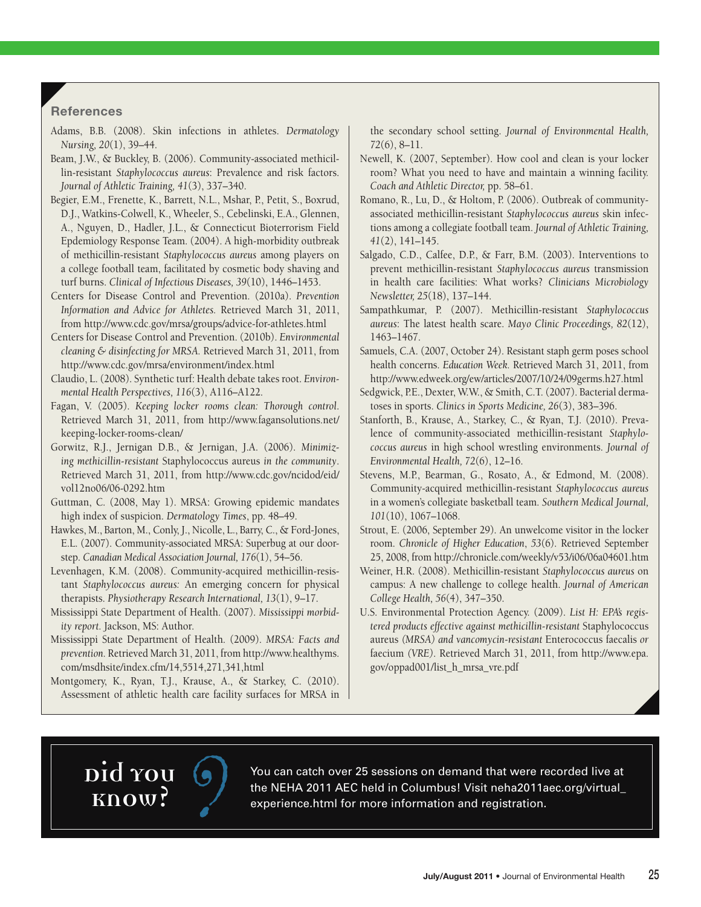## References

Adams, B.B. (2008). Skin infections in athletes. *Dermatology Nursing, 20*(1), 39–44.

Beam, J.W., & Buckley, B. (2006). Community-associated methicillin-resistant *Staphylococcus aureus*: Prevalence and risk factors. *Journal of Athletic Training, 41*(3), 337–340.

Begier, E.M., Frenette, K., Barrett, N.L., Mshar, P., Petit, S., Boxrud, D.J., Watkins-Colwell, K., Wheeler, S., Cebelinski, E.A., Glennen, A., Nguyen, D., Hadler, J.L., & Connecticut Bioterrorism Field Epidemiology Response Team. (2004). A high-morbidity outbreak of methicillin-resistant *Staphylococcus aureus* among players on a college football team, facilitated by cosmetic body shaving and turf burns. *Clinical of Infectious Diseases, 39*(10), 1446–1453.

Centers for Disease Control and Prevention. (2010a). *Prevention Information and Advice for Athletes.* Retrieved March 31, 2011, from http://www.cdc.gov/mrsa/groups/advice-for-athletes.html

Centers for Disease Control and Prevention. (2010b). *Environmental cleaning & disinfecting for MRSA.* Retrieved March 31, 2011, from http://www.cdc.gov/mrsa/environment/index.html

Claudio, L. (2008). Synthetic turf: Health debate takes root. *Environmental Health Perspectives, 116*(3), A116–A122.

Fagan, V. (2005). *Keeping locker rooms clean: Thorough control.* Retrieved March 31, 2011, from http://www.fagansolutions.net/keeping-locker-rooms-clean/

Gorwitz, R.J., Jernigan D.B., & Jernigan, J.A. (2006). *Minimizing methicillin-resistant* Staphylococcus aureus *in the community*. Retrieved March 31, 2011, from http://www.cdc.gov/ncidod/eid/vol12no06/06-0292.htm

Guttman, C. (2008, May 1). MRSA: Growing epidemic mandates high index of suspicion. *Dermatology Times*, pp. 48–49.

Hawkes, M., Barton, M., Conly, J., Nicolle, L., Barry, C., & Ford-Jones, E.L. (2007). Community-associated MRSA: Superbug at our doorstep. *Canadian Medical Association Journal, 176*(1), 54–56.

Levenhagen, K.M. (2008). Community-acquired methicillin-resistant *Staphylococcus aureus:* An emerging concern for physical therapists. *Physiotherapy Research International, 13*(1), 9–17.

Mississippi State Department of Health. (2007). *Mississippi morbidity report.* Jackson, MS: Author.

Mississippi State Department of Health. (2009). *MRSA: Facts and prevention.* Retrieved March 31, 2011, from http://www.healthyms.com/msdhsite/index.cfm/14,5514,271,341,html

Montgomery, K., Ryan, T.J., Krause, A., & Starkey, C. (2010). Assessment of athletic health care facility surfaces for MRSA in the secondary school setting. *Journal of Environmental Health, 72*(6), 8–11.

Newell, K. (2007, September). How cool and clean is your locker room? What you need to have and maintain a winning facility. *Coach and Athletic Director,* pp. 58–61.

Romano, R., Lu, D., & Holtom, P. (2006). Outbreak of community-associated methicillin-resistant *Staphylococcus aureus* skin infections among a collegiate football team. *Journal of Athletic Training, 41*(2), 141–145.

Salgado, C.D., Calfee, D.P., & Farr, B.M. (2003). Interventions to prevent methicillin-resistant *Staphylococcus aureus* transmission in health care facilities: What works? *Clinicians Microbiology Newsletter, 25*(18), 137–144.

Sampathkumar, P. (2007). Methicillin-resistant *Staphylococcus aureus*: The latest health scare. *Mayo Clinic Proceedings, 82*(12), 1463–1467.

Samuels, C.A. (2007, October 24). Resistant staph germ poses school health concerns. *Education Week.* Retrieved March 31, 2011, from http://www.edweek.org/ew/articles/2007/10/24/09germs.h27.html

Sedgwick, P.E., Dexter, W.W., & Smith, C.T. (2007). Bacterial dermatoses in sports. *Clinics in Sports Medicine, 26*(3), 383–396.

Stanforth, B., Krause, A., Starkey, C., & Ryan, T.J. (2010). Prevalence of community-associated methicillin-resistant *Staphylococcus aureus* in high school wrestling environments. *Journal of Environmental Health, 72*(6), 12–16.

Stevens, M.P., Bearman, G., Rosato, A., & Edmond, M. (2008). Community-acquired methicillin-resistant *Staphylococcus aureus* in a women's collegiate basketball team. *Southern Medical Journal, 101*(10), 1067–1068.

Strout, E. (2006, September 29). An unwelcome visitor in the locker room. *Chronicle of Higher Education*, *53*(6). Retrieved September 25, 2008, from http://chronicle.com/weekly/v53/i06/06a04601.htm

Weiner, H.R. (2008). Methicillin-resistant *Staphylococcus aureus* on campus: A new challenge to college health. *Journal of American College Health, 56*(4), 347–350.

U.S. Environmental Protection Agency. (2009). *List H: EPA's registered products effective against methicillin-resistant* Staphylococcus aureus *(MRSA) and vancomycin-resistant* Enterococcus faecalis *or* faecium *(VRE)*. Retrieved March 31, 2011, from http://www.epa.gov/oppad001/list_h_mrsa_vre.pdf

**Did You Know?**

You can catch over 25 sessions on demand that were recorded live at the NEHA 2011 AEC held in Columbus! Visit neha2011aec.org/virtual_experience.html for more information and registration.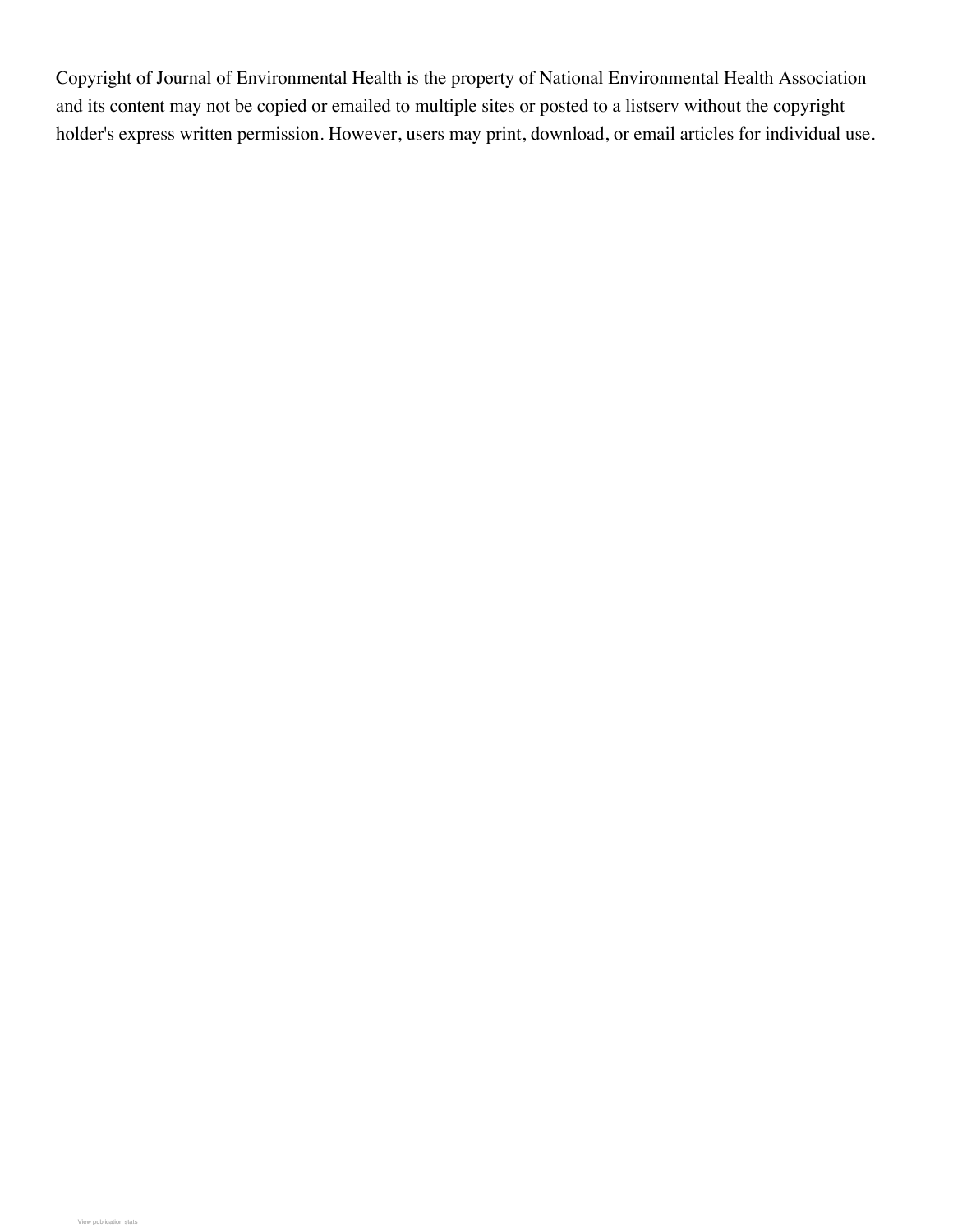Copyright of Journal of Environmental Health is the property of National Environmental Health Association and its content may not be copied or emailed to multiple sites or posted to a listserv without the copyright holder's express written permission. However, users may print, download, or email articles for individual use.